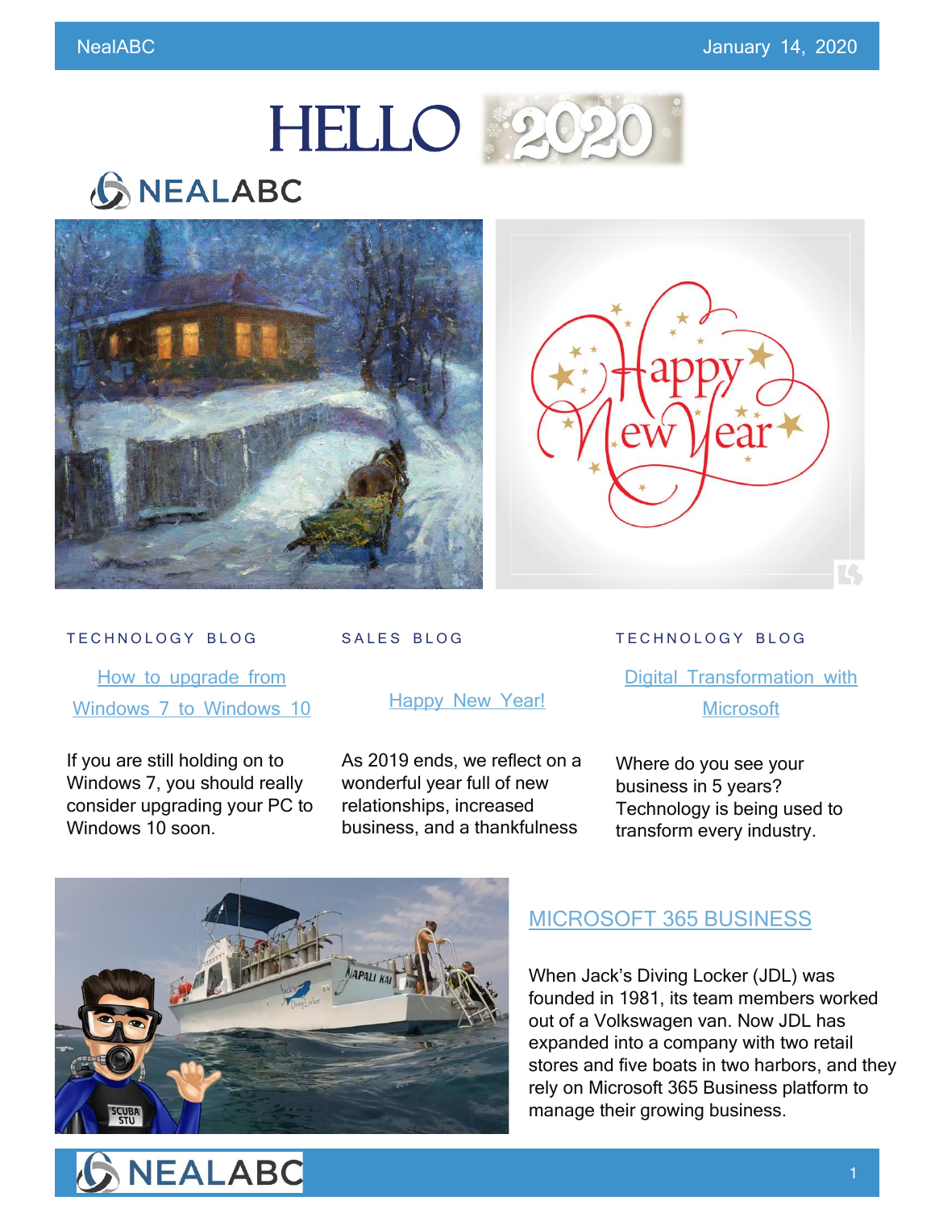# HELLO 2020

## NEALABC

### TECHNOLOGY BLOG

[How to upgrade from Windows 7 to Windows 10]

If you are still holding on to Windows 7, you should really consider upgrading your PC to Windows 10 soon.

### SALES BLOG

[Happy New Year!]

As 2019 ends, we reflect on a wonderful year full of new relationships, increased business, and a thankfulness

### TECHNOLOGY BLOG

[Digital Transformation with Microsoft]

Where do you see your business in 5 years? Technology is being used to transform every industry.

## [MICROSOFT 365 BUSINESS]

When Jack's Diving Locker (JDL) was founded in 1981, its team members worked out of a Volkswagen van. Now JDL has expanded into a company with two retail stores and five boats in two harbors, and they rely on Microsoft 365 Business platform to manage their growing business.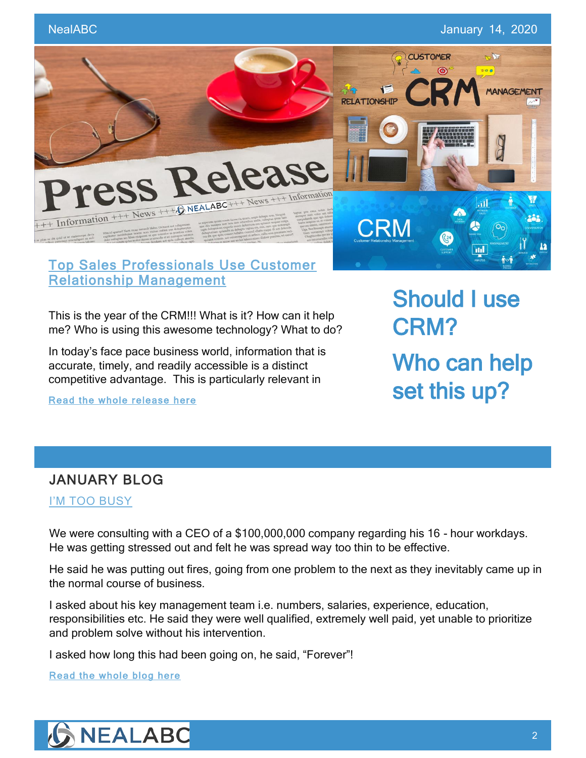## Top Sales Professionals Use Customer Relationship Management

This is the year of the CRM!!! What is it? How can it help me? Who is using this awesome technology? What to do?

In today's face pace business world, information that is accurate, timely, and readily accessible is a distinct competitive advantage. This is particularly relevant in

Read the whole release here

## Should I use CRM?

## Who can help set this up?

## JANUARY BLOG

### I'M TOO BUSY

We were consulting with a CEO of a $100,000,000 company regarding his 16 - hour workdays. He was getting stressed out and felt he was spread way too thin to be effective.

He said he was putting out fires, going from one problem to the next as they inevitably came up in the normal course of business.

I asked about his key management team i.e. numbers, salaries, experience, education, responsibilities etc. He said they were well qualified, extremely well paid, yet unable to prioritize and problem solve without his intervention.

I asked how long this had been going on, he said, "Forever"!

Read the whole blog here